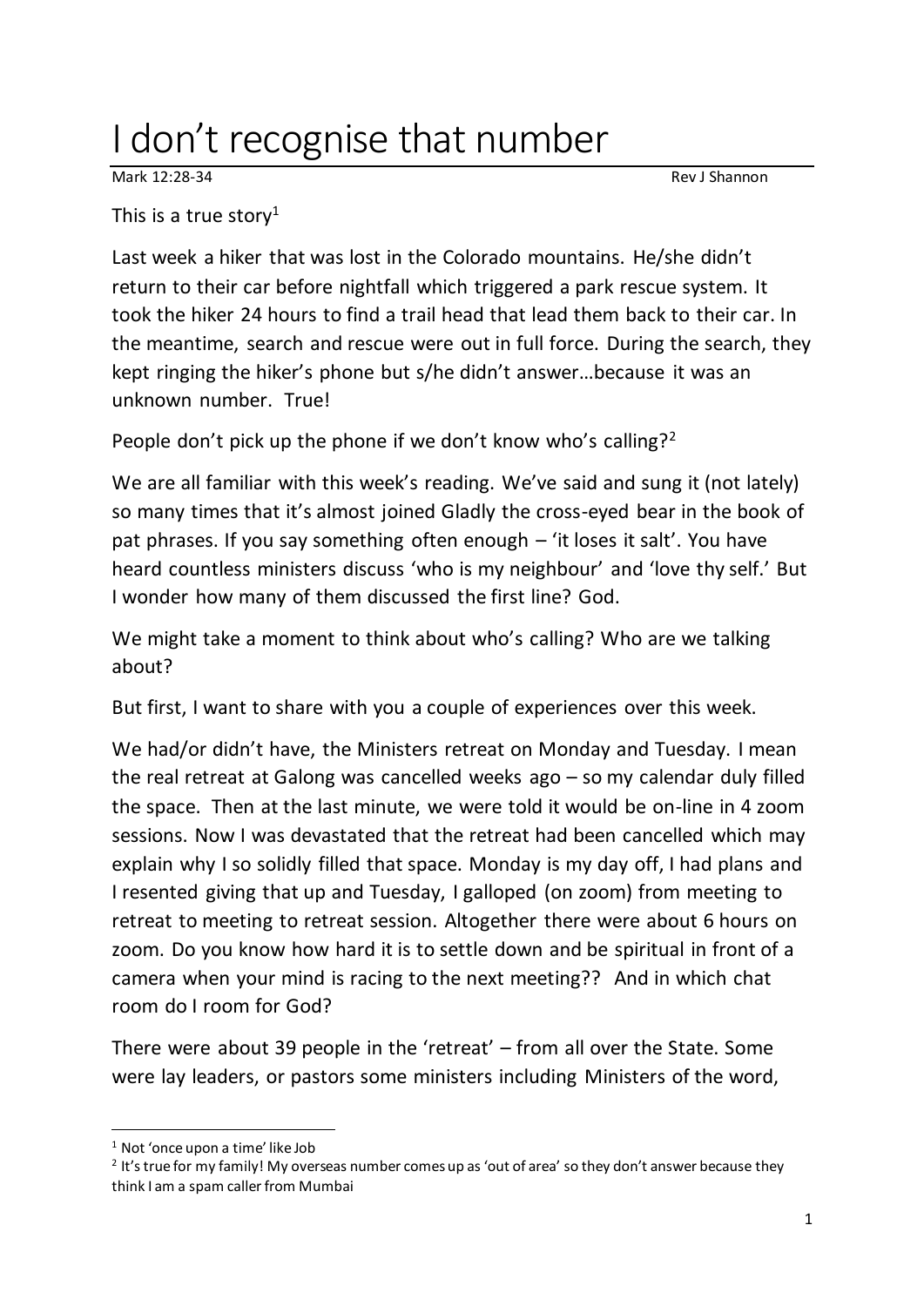# I don't recognise that number

Mark 12:28-34 Rev J Shannon

This is a true story[1]

Last week a hiker that was lost in the Colorado mountains. He/she didn't return to their car before nightfall which triggered a park rescue system. It took the hiker 24 hours to find a trail head that lead them back to their car. In the meantime, search and rescue were out in full force. During the search, they kept ringing the hiker's phone but s/he didn't answer…because it was an unknown number. True!

People don't pick up the phone if we don't know who's calling?[2]

We are all familiar with this week's reading. We've said and sung it (not lately) so many times that it's almost joined Gladly the cross-eyed bear in the book of pat phrases. If you say something often enough – 'it loses it salt'. You have heard countless ministers discuss 'who is my neighbour' and 'love thy self.' But I wonder how many of them discussed the first line? God.

We might take a moment to think about who's calling? Who are we talking about?

But first, I want to share with you a couple of experiences over this week.

We had/or didn't have, the Ministers retreat on Monday and Tuesday. I mean the real retreat at Galong was cancelled weeks ago – so my calendar duly filled the space. Then at the last minute, we were told it would be on-line in 4 zoom sessions. Now I was devastated that the retreat had been cancelled which may explain why I so solidly filled that space. Monday is my day off, I had plans and I resented giving that up and Tuesday, I galloped (on zoom) from meeting to retreat to meeting to retreat session. Altogether there were about 6 hours on zoom. Do you know how hard it is to settle down and be spiritual in front of a camera when your mind is racing to the next meeting?? And in which chat room do I room for God?

There were about 39 people in the 'retreat' – from all over the State. Some were lay leaders, or pastors some ministers including Ministers of the word,

---

[1] Not 'once upon a time' like Job

[2] It's true for my family! My overseas number comes up as 'out of area' so they don't answer because they think I am a spam caller from Mumbai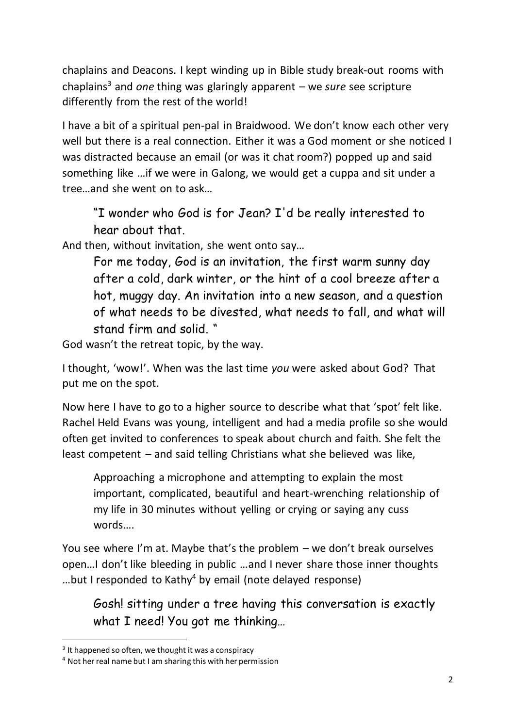chaplains and Deacons. I kept winding up in Bible study break-out rooms with chaplains[3] and *one* thing was glaringly apparent – we *sure* see scripture differently from the rest of the world!

I have a bit of a spiritual pen-pal in Braidwood. We don't know each other very well but there is a real connection. Either it was a God moment or she noticed I was distracted because an email (or was it chat room?) popped up and said something like …if we were in Galong, we would get a cuppa and sit under a tree…and she went on to ask…

> "I wonder who God is for Jean? I'd be really interested to hear about that.

And then, without invitation, she went onto say…

> For me today, God is an invitation, the first warm sunny day after a cold, dark winter, or the hint of a cool breeze after a hot, muggy day. An invitation into a new season, and a question of what needs to be divested, what needs to fall, and what will stand firm and solid. "

God wasn't the retreat topic, by the way.

I thought, 'wow!'. When was the last time *you* were asked about God? That put me on the spot.

Now here I have to go to a higher source to describe what that 'spot' felt like. Rachel Held Evans was young, intelligent and had a media profile so she would often get invited to conferences to speak about church and faith. She felt the least competent – and said telling Christians what she believed was like,

> Approaching a microphone and attempting to explain the most important, complicated, beautiful and heart-wrenching relationship of my life in 30 minutes without yelling or crying or saying any cuss words….

You see where I'm at. Maybe that's the problem – we don't break ourselves open…I don't like bleeding in public …and I never share those inner thoughts …but I responded to Kathy[4] by email (note delayed response)

> Gosh! sitting under a tree having this conversation is exactly what I need! You got me thinking…

[3] It happened so often, we thought it was a conspiracy

[4] Not her real name but I am sharing this with her permission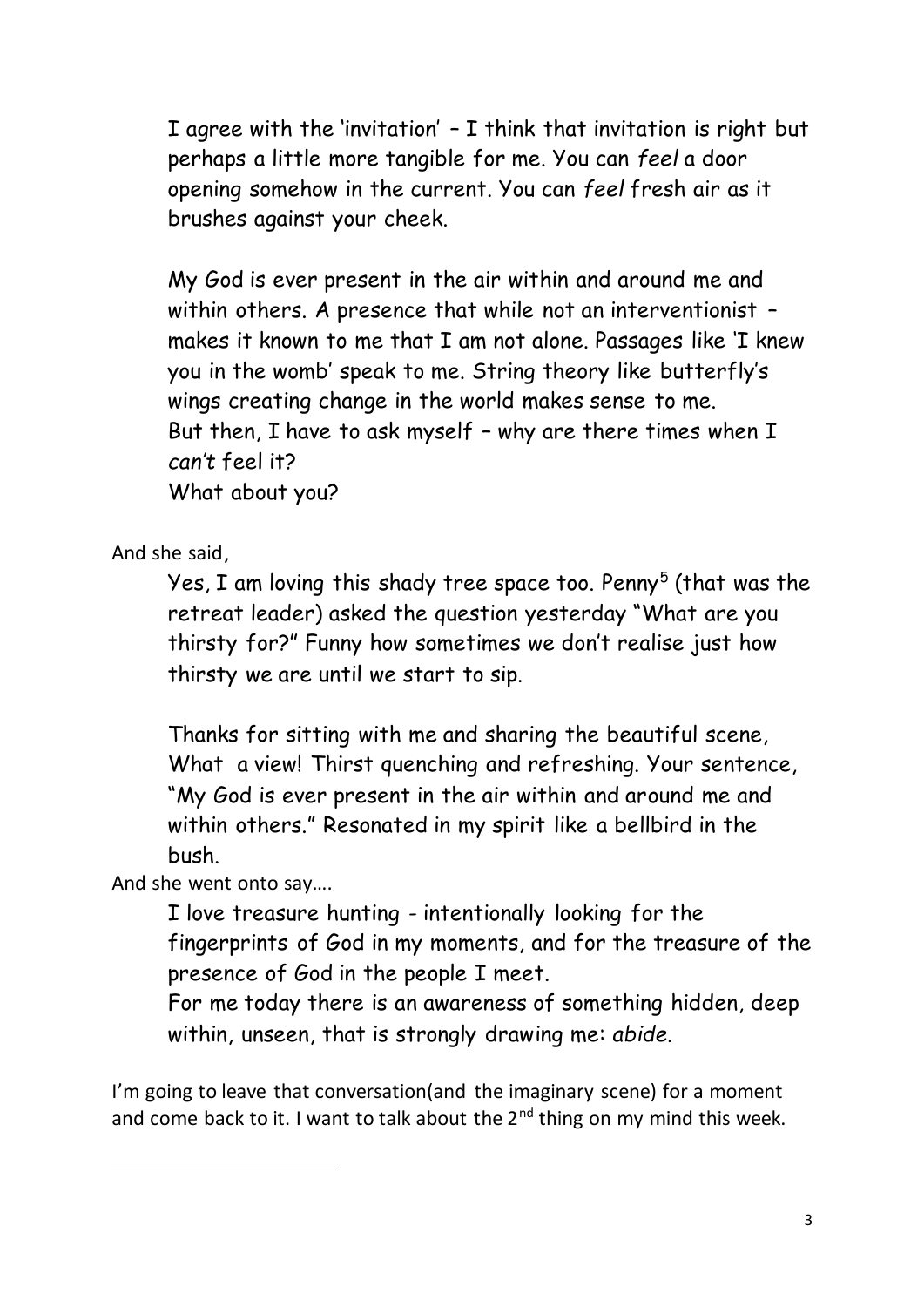> I agree with the 'invitation' – I think that invitation is right but perhaps a little more tangible for me. You can *feel* a door opening somehow in the current. You can *feel* fresh air as it brushes against your cheek.
>
> My God is ever present in the air within and around me and within others. A presence that while not an interventionist – makes it known to me that I am not alone. Passages like 'I knew you in the womb' speak to me. String theory like butterfly's wings creating change in the world makes sense to me.
> But then, I have to ask myself – why are there times when I *can't* feel it?
> What about you?

And she said,

> Yes, I am loving this shady tree space too. Penny[5] (that was the retreat leader) asked the question yesterday "What are you thirsty for?" Funny how sometimes we don't realise just how thirsty we are until we start to sip.
>
> Thanks for sitting with me and sharing the beautiful scene, What a view! Thirst quenching and refreshing. Your sentence, "My God is ever present in the air within and around me and within others." Resonated in my spirit like a bellbird in the bush.

And she went onto say….

> I love treasure hunting - intentionally looking for the fingerprints of God in my moments, and for the treasure of the presence of God in the people I meet.
> For me today there is an awareness of something hidden, deep within, unseen, that is strongly drawing me: *abide.*

I'm going to leave that conversation(and the imaginary scene) for a moment and come back to it. I want to talk about the 2nd thing on my mind this week.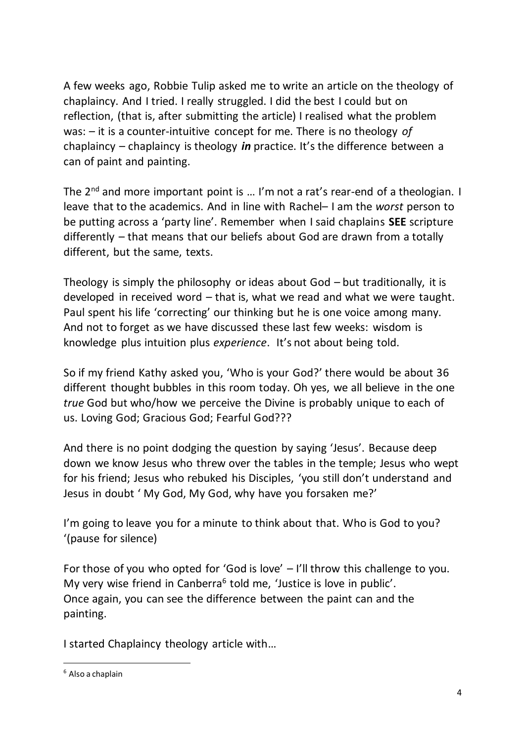A few weeks ago, Robbie Tulip asked me to write an article on the theology of chaplaincy. And I tried. I really struggled. I did the best I could but on reflection, (that is, after submitting the article) I realised what the problem was: – it is a counter-intuitive concept for me. There is no theology *of* chaplaincy – chaplaincy is theology ***in*** practice. It's the difference between a can of paint and painting.

The 2nd and more important point is … I'm not a rat's rear-end of a theologian. I leave that to the academics. And in line with Rachel– I am the *worst* person to be putting across a 'party line'. Remember when I said chaplains **SEE** scripture differently – that means that our beliefs about God are drawn from a totally different, but the same, texts.

Theology is simply the philosophy or ideas about God – but traditionally, it is developed in received word – that is, what we read and what we were taught. Paul spent his life 'correcting' our thinking but he is one voice among many. And not to forget as we have discussed these last few weeks: wisdom is knowledge plus intuition plus *experience*. It's not about being told.

So if my friend Kathy asked you, 'Who is your God?' there would be about 36 different thought bubbles in this room today. Oh yes, we all believe in the one *true* God but who/how we perceive the Divine is probably unique to each of us. Loving God; Gracious God; Fearful God???

And there is no point dodging the question by saying 'Jesus'. Because deep down we know Jesus who threw over the tables in the temple; Jesus who wept for his friend; Jesus who rebuked his Disciples, 'you still don't understand and Jesus in doubt ' My God, My God, why have you forsaken me?'

I'm going to leave you for a minute to think about that. Who is God to you? '(pause for silence)

For those of you who opted for 'God is love' – I'll throw this challenge to you. My very wise friend in Canberra[6] told me, 'Justice is love in public'.
Once again, you can see the difference between the paint can and the painting.

I started Chaplaincy theology article with…

---

[6] Also a chaplain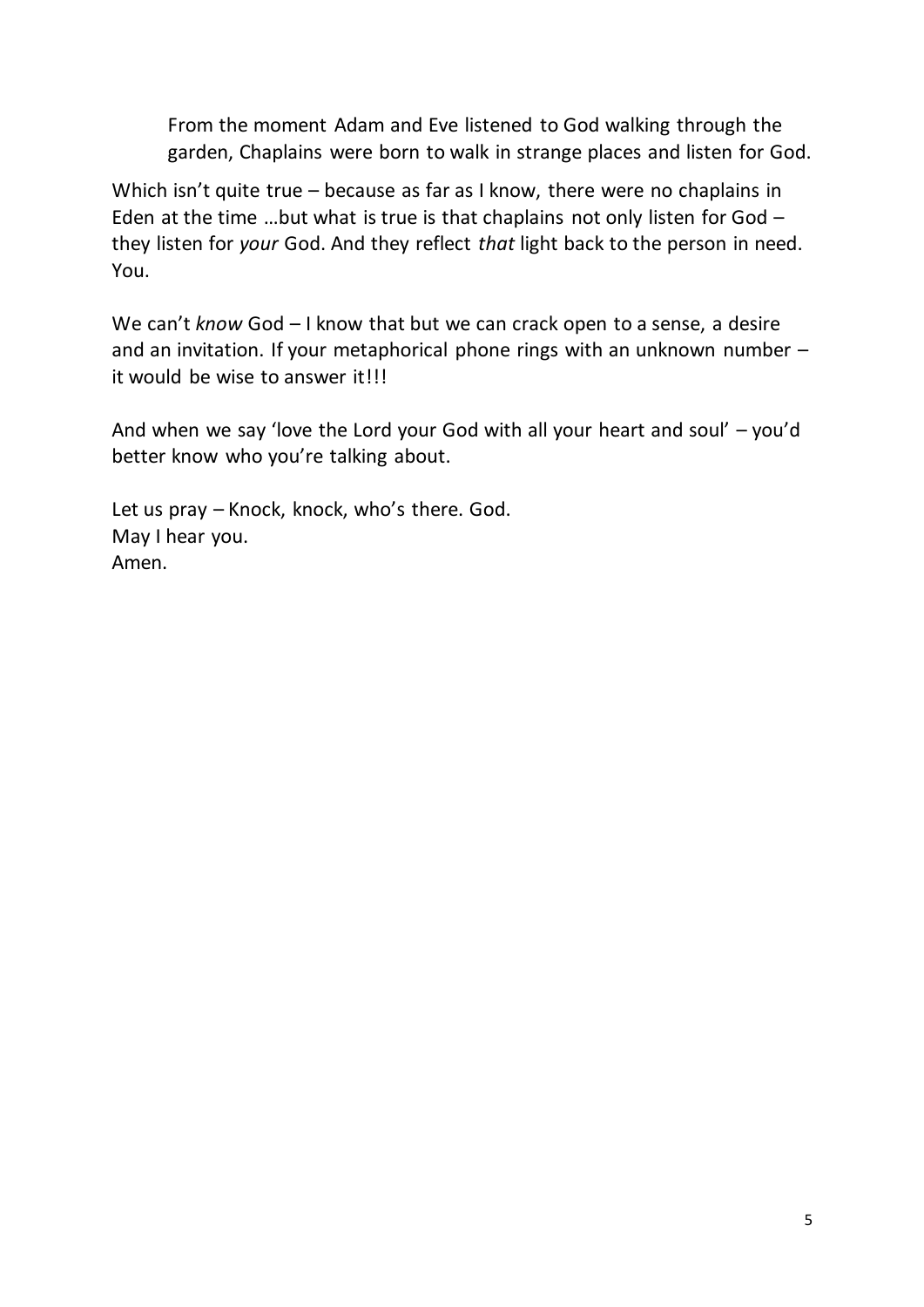> From the moment Adam and Eve listened to God walking through the garden, Chaplains were born to walk in strange places and listen for God.

Which isn't quite true – because as far as I know, there were no chaplains in Eden at the time …but what is true is that chaplains not only listen for God – they listen for *your* God. And they reflect *that* light back to the person in need. You.

We can't *know* God – I know that but we can crack open to a sense, a desire and an invitation. If your metaphorical phone rings with an unknown number – it would be wise to answer it!!!

And when we say 'love the Lord your God with all your heart and soul' – you'd better know who you're talking about.

Let us pray – Knock, knock, who's there. God.
May I hear you.
Amen.